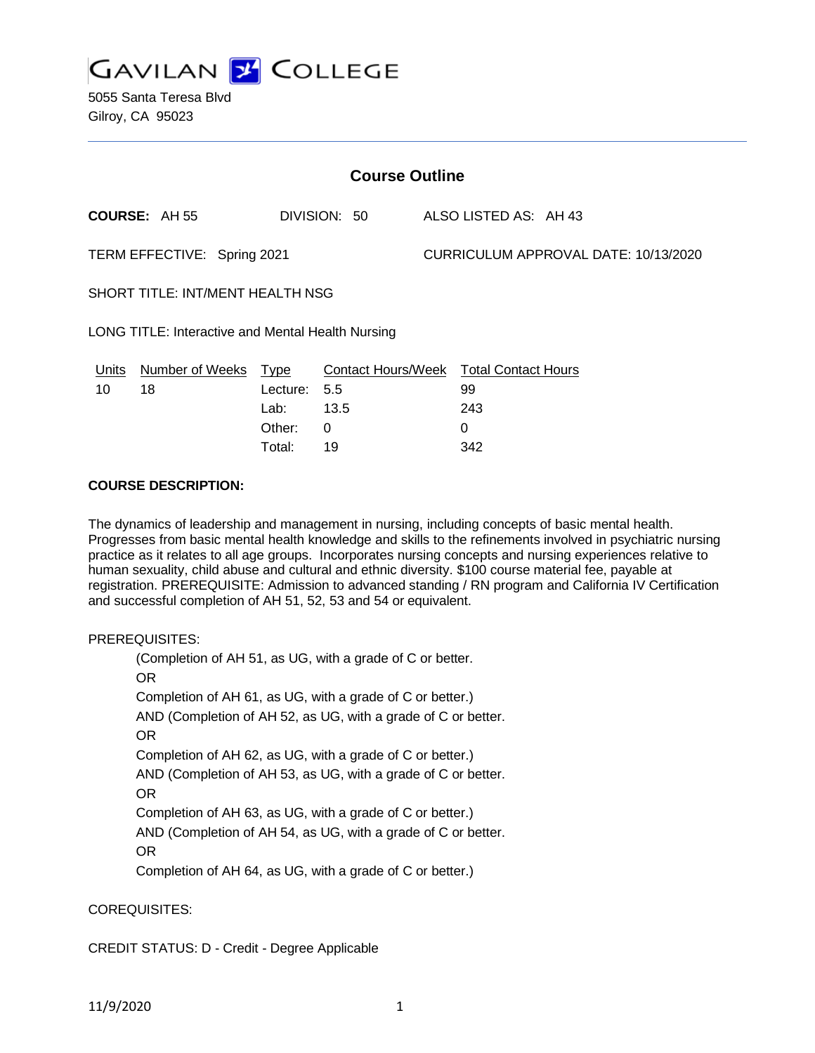**GAVILAN COLLEGE**

5055 Santa Teresa Blvd
Gilroy, CA 95023

## Course Outline

**COURSE:** AH 55 DIVISION: 50 ALSO LISTED AS: AH 43

TERM EFFECTIVE: Spring 2021 CURRICULUM APPROVAL DATE: 10/13/2020

SHORT TITLE: INT/MENT HEALTH NSG

LONG TITLE: Interactive and Mental Health Nursing

| Units | Number of Weeks | Type | Contact Hours/Week | Total Contact Hours |
|---|---|---|---|---|
| 10 | 18 | Lecture: | 5.5 | 99 |
| | | Lab: | 13.5 | 243 |
| | | Other: | 0 | 0 |
| | | Total: | 19 | 342 |

**COURSE DESCRIPTION:**

The dynamics of leadership and management in nursing, including concepts of basic mental health. Progresses from basic mental health knowledge and skills to the refinements involved in psychiatric nursing practice as it relates to all age groups. Incorporates nursing concepts and nursing experiences relative to human sexuality, child abuse and cultural and ethnic diversity. $100 course material fee, payable at registration. PREREQUISITE: Admission to advanced standing / RN program and California IV Certification and successful completion of AH 51, 52, 53 and 54 or equivalent.

PREREQUISITES:

(Completion of AH 51, as UG, with a grade of C or better.
OR
Completion of AH 61, as UG, with a grade of C or better.)
AND (Completion of AH 52, as UG, with a grade of C or better.
OR
Completion of AH 62, as UG, with a grade of C or better.)
AND (Completion of AH 53, as UG, with a grade of C or better.
OR
Completion of AH 63, as UG, with a grade of C or better.)
AND (Completion of AH 54, as UG, with a grade of C or better.
OR
Completion of AH 64, as UG, with a grade of C or better.)

COREQUISITES:

CREDIT STATUS: D - Credit - Degree Applicable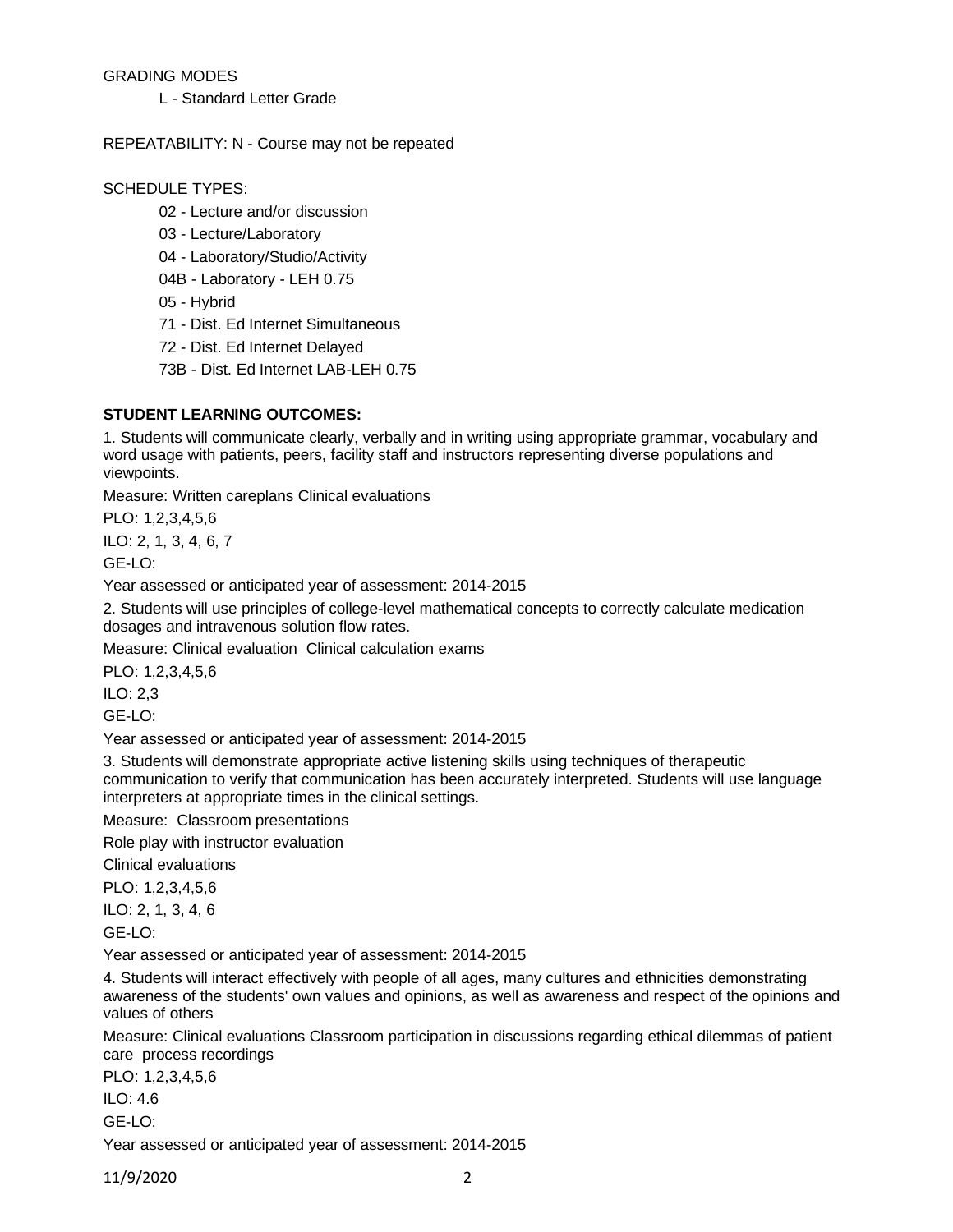GRADING MODES

L - Standard Letter Grade

REPEATABILITY: N - Course may not be repeated

SCHEDULE TYPES:

02 - Lecture and/or discussion

03 - Lecture/Laboratory

04 - Laboratory/Studio/Activity

04B - Laboratory - LEH 0.75

05 - Hybrid

71 - Dist. Ed Internet Simultaneous

72 - Dist. Ed Internet Delayed

73B - Dist. Ed Internet LAB-LEH 0.75

**STUDENT LEARNING OUTCOMES:**

1. Students will communicate clearly, verbally and in writing using appropriate grammar, vocabulary and word usage with patients, peers, facility staff and instructors representing diverse populations and viewpoints.

Measure: Written careplans Clinical evaluations

PLO: 1,2,3,4,5,6

ILO: 2, 1, 3, 4, 6, 7

GE-LO:

Year assessed or anticipated year of assessment: 2014-2015

2. Students will use principles of college-level mathematical concepts to correctly calculate medication dosages and intravenous solution flow rates.

Measure: Clinical evaluation  Clinical calculation exams

PLO: 1,2,3,4,5,6

ILO: 2,3

GE-LO:

Year assessed or anticipated year of assessment: 2014-2015

3. Students will demonstrate appropriate active listening skills using techniques of therapeutic communication to verify that communication has been accurately interpreted. Students will use language interpreters at appropriate times in the clinical settings.

Measure:  Classroom presentations

Role play with instructor evaluation

Clinical evaluations

PLO: 1,2,3,4,5,6

ILO: 2, 1, 3, 4, 6

GE-LO:

Year assessed or anticipated year of assessment: 2014-2015

4. Students will interact effectively with people of all ages, many cultures and ethnicities demonstrating awareness of the students' own values and opinions, as well as awareness and respect of the opinions and values of others

Measure: Clinical evaluations Classroom participation in discussions regarding ethical dilemmas of patient care  process recordings

PLO: 1,2,3,4,5,6

ILO: 4.6

GE-LO:

Year assessed or anticipated year of assessment: 2014-2015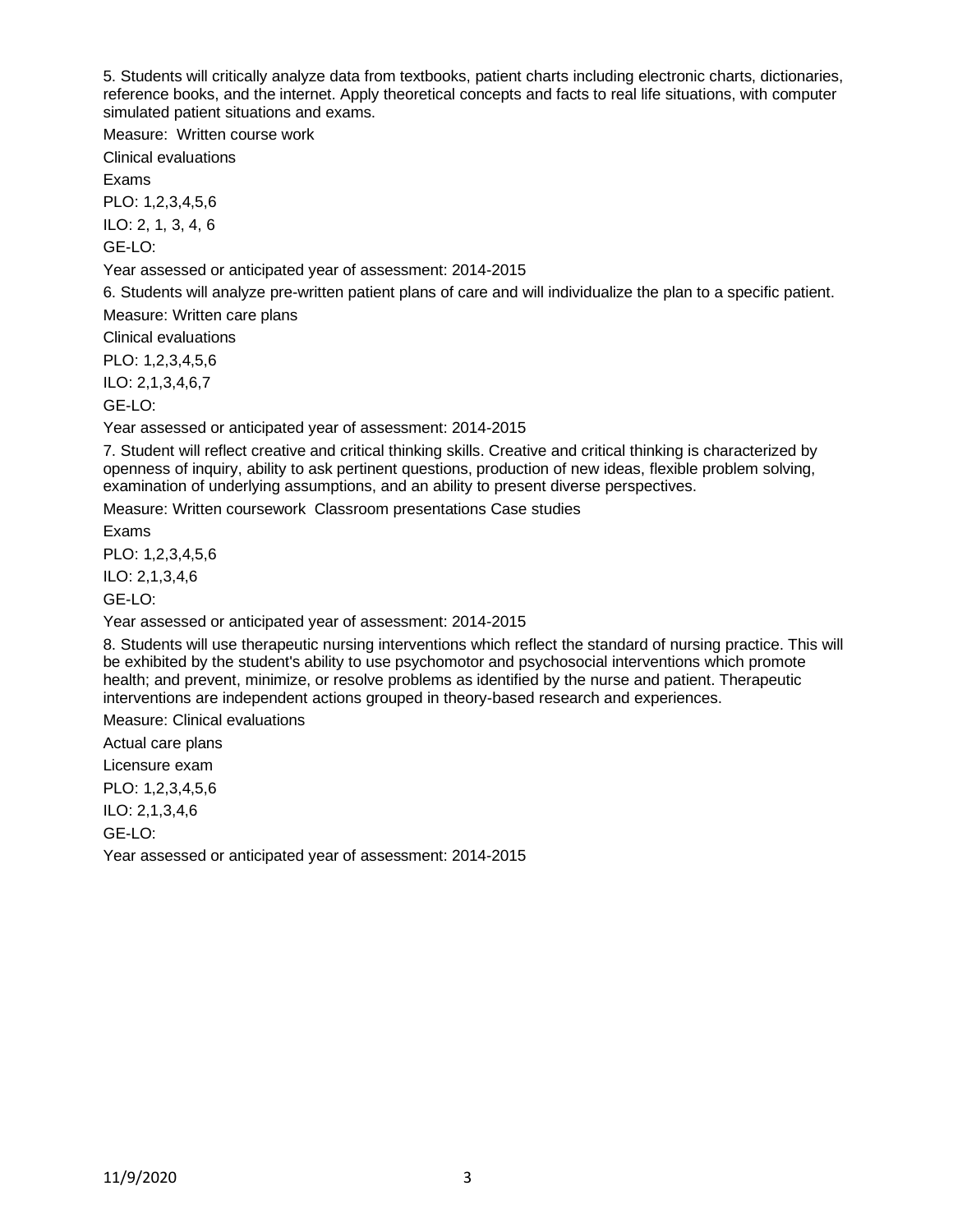5. Students will critically analyze data from textbooks, patient charts including electronic charts, dictionaries, reference books, and the internet. Apply theoretical concepts and facts to real life situations, with computer simulated patient situations and exams.

Measure: Written course work

Clinical evaluations

Exams

PLO: 1,2,3,4,5,6

ILO: 2, 1, 3, 4, 6

GE-LO:

Year assessed or anticipated year of assessment: 2014-2015

6. Students will analyze pre-written patient plans of care and will individualize the plan to a specific patient.

Measure: Written care plans

Clinical evaluations

PLO: 1,2,3,4,5,6

ILO: 2,1,3,4,6,7

GE-LO:

Year assessed or anticipated year of assessment: 2014-2015

7. Student will reflect creative and critical thinking skills. Creative and critical thinking is characterized by openness of inquiry, ability to ask pertinent questions, production of new ideas, flexible problem solving, examination of underlying assumptions, and an ability to present diverse perspectives.

Measure: Written coursework Classroom presentations Case studies

Exams

PLO: 1,2,3,4,5,6

ILO: 2,1,3,4,6

GE-LO:

Year assessed or anticipated year of assessment: 2014-2015

8. Students will use therapeutic nursing interventions which reflect the standard of nursing practice. This will be exhibited by the student's ability to use psychomotor and psychosocial interventions which promote health; and prevent, minimize, or resolve problems as identified by the nurse and patient. Therapeutic interventions are independent actions grouped in theory-based research and experiences.

Measure: Clinical evaluations

Actual care plans

Licensure exam

PLO: 1,2,3,4,5,6

ILO: 2,1,3,4,6

GE-LO:

Year assessed or anticipated year of assessment: 2014-2015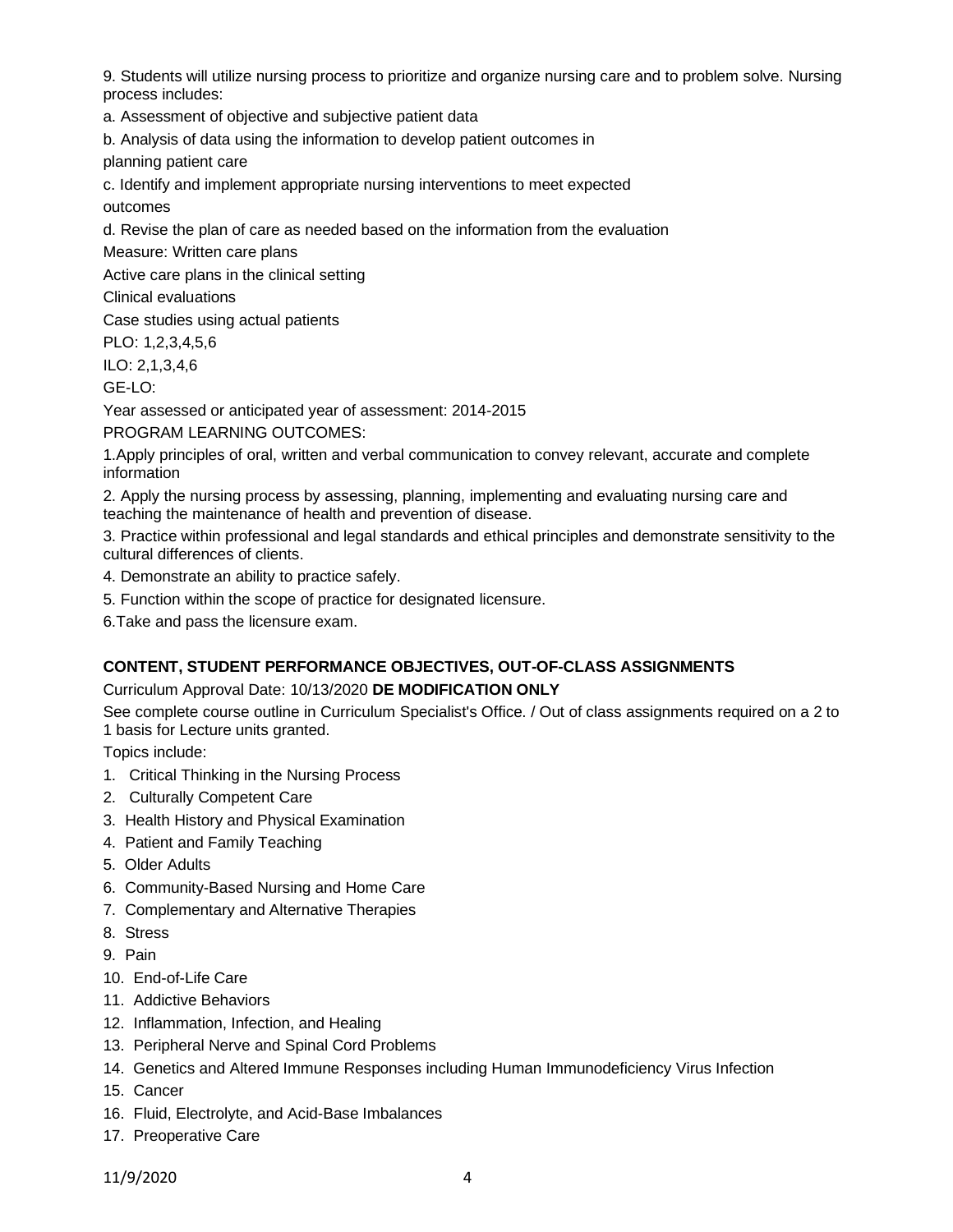9. Students will utilize nursing process to prioritize and organize nursing care and to problem solve. Nursing process includes:

a. Assessment of objective and subjective patient data

b. Analysis of data using the information to develop patient outcomes in planning patient care

c. Identify and implement appropriate nursing interventions to meet expected outcomes

d. Revise the plan of care as needed based on the information from the evaluation

Measure: Written care plans

Active care plans in the clinical setting

Clinical evaluations

Case studies using actual patients

PLO: 1,2,3,4,5,6

ILO: 2,1,3,4,6

GE-LO:

Year assessed or anticipated year of assessment: 2014-2015

PROGRAM LEARNING OUTCOMES:

1.Apply principles of oral, written and verbal communication to convey relevant, accurate and complete information

2. Apply the nursing process by assessing, planning, implementing and evaluating nursing care and teaching the maintenance of health and prevention of disease.

3. Practice within professional and legal standards and ethical principles and demonstrate sensitivity to the cultural differences of clients.

4. Demonstrate an ability to practice safely.

5. Function within the scope of practice for designated licensure.

6.Take and pass the licensure exam.

## CONTENT, STUDENT PERFORMANCE OBJECTIVES, OUT-OF-CLASS ASSIGNMENTS

Curriculum Approval Date: 10/13/2020 **DE MODIFICATION ONLY**

See complete course outline in Curriculum Specialist's Office. / Out of class assignments required on a 2 to 1 basis for Lecture units granted.

Topics include:

1. Critical Thinking in the Nursing Process
2. Culturally Competent Care
3. Health History and Physical Examination
4. Patient and Family Teaching
5. Older Adults
6. Community-Based Nursing and Home Care
7. Complementary and Alternative Therapies
8. Stress
9. Pain
10. End-of-Life Care
11. Addictive Behaviors
12. Inflammation, Infection, and Healing
13. Peripheral Nerve and Spinal Cord Problems
14. Genetics and Altered Immune Responses including Human Immunodeficiency Virus Infection
15. Cancer
16. Fluid, Electrolyte, and Acid-Base Imbalances
17. Preoperative Care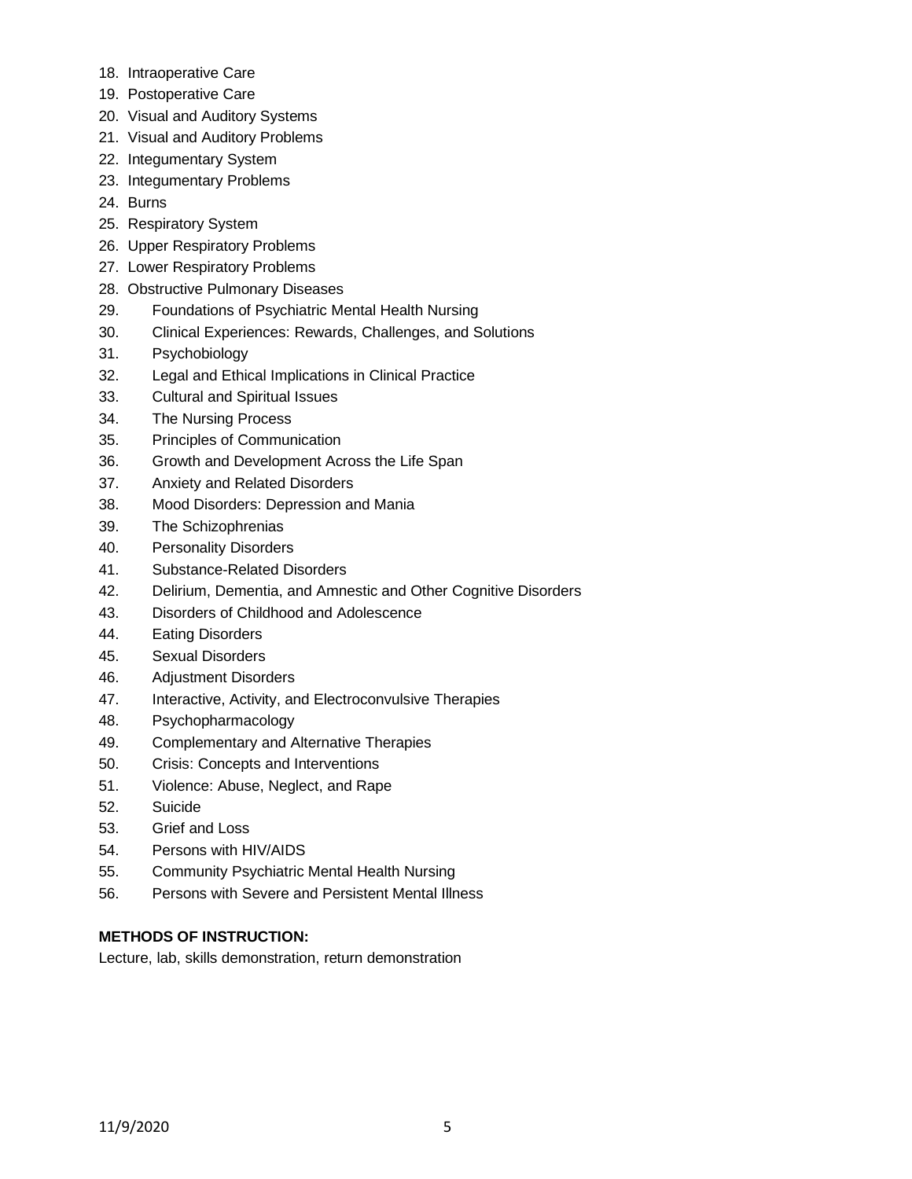18. Intraoperative Care
19. Postoperative Care
20. Visual and Auditory Systems
21. Visual and Auditory Problems
22. Integumentary System
23. Integumentary Problems
24. Burns
25. Respiratory System
26. Upper Respiratory Problems
27. Lower Respiratory Problems
28. Obstructive Pulmonary Diseases
29. Foundations of Psychiatric Mental Health Nursing
30. Clinical Experiences: Rewards, Challenges, and Solutions
31. Psychobiology
32. Legal and Ethical Implications in Clinical Practice
33. Cultural and Spiritual Issues
34. The Nursing Process
35. Principles of Communication
36. Growth and Development Across the Life Span
37. Anxiety and Related Disorders
38. Mood Disorders: Depression and Mania
39. The Schizophrenias
40. Personality Disorders
41. Substance-Related Disorders
42. Delirium, Dementia, and Amnestic and Other Cognitive Disorders
43. Disorders of Childhood and Adolescence
44. Eating Disorders
45. Sexual Disorders
46. Adjustment Disorders
47. Interactive, Activity, and Electroconvulsive Therapies
48. Psychopharmacology
49. Complementary and Alternative Therapies
50. Crisis: Concepts and Interventions
51. Violence: Abuse, Neglect, and Rape
52. Suicide
53. Grief and Loss
54. Persons with HIV/AIDS
55. Community Psychiatric Mental Health Nursing
56. Persons with Severe and Persistent Mental Illness

**METHODS OF INSTRUCTION:**

Lecture, lab, skills demonstration, return demonstration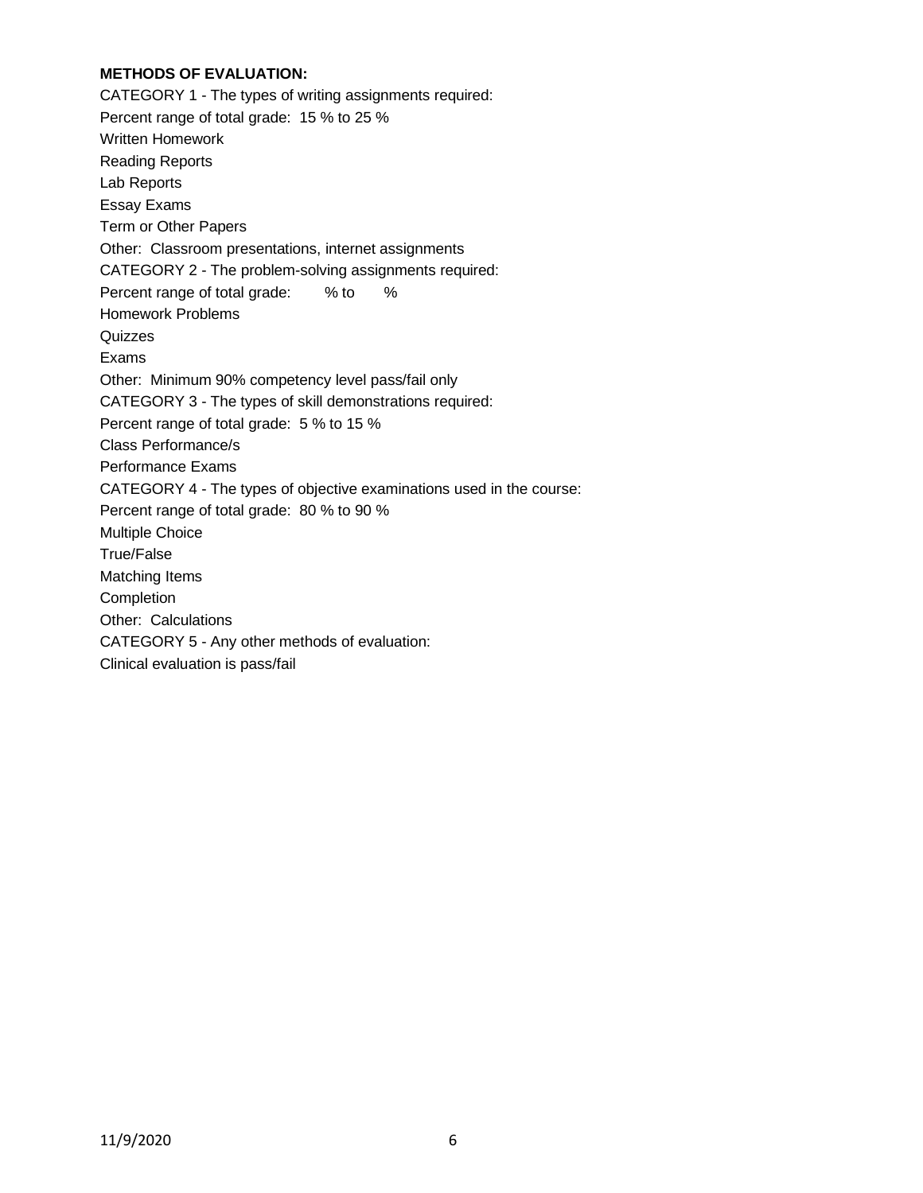**METHODS OF EVALUATION:**

CATEGORY 1 - The types of writing assignments required:

Percent range of total grade: 15 % to 25 %

Written Homework

Reading Reports

Lab Reports

Essay Exams

Term or Other Papers

Other: Classroom presentations, internet assignments

CATEGORY 2 - The problem-solving assignments required:

Percent range of total grade: % to %

Homework Problems

Quizzes

Exams

Other: Minimum 90% competency level pass/fail only

CATEGORY 3 - The types of skill demonstrations required:

Percent range of total grade: 5 % to 15 %

Class Performance/s

Performance Exams

CATEGORY 4 - The types of objective examinations used in the course:

Percent range of total grade: 80 % to 90 %

Multiple Choice

True/False

Matching Items

Completion

Other: Calculations

CATEGORY 5 - Any other methods of evaluation:

Clinical evaluation is pass/fail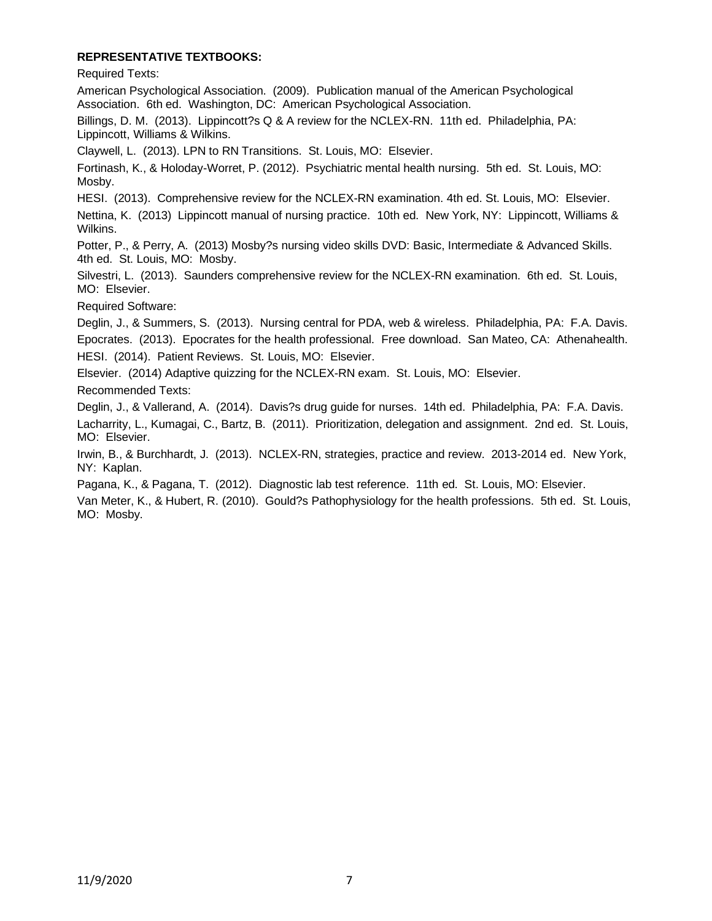**REPRESENTATIVE TEXTBOOKS:**

Required Texts:

American Psychological Association. (2009). Publication manual of the American Psychological Association. 6th ed. Washington, DC: American Psychological Association.

Billings, D. M. (2013). Lippincott?s Q & A review for the NCLEX-RN. 11th ed. Philadelphia, PA: Lippincott, Williams & Wilkins.

Claywell, L. (2013). LPN to RN Transitions. St. Louis, MO: Elsevier.

Fortinash, K., & Holoday-Worret, P. (2012). Psychiatric mental health nursing. 5th ed. St. Louis, MO: Mosby.

HESI. (2013). Comprehensive review for the NCLEX-RN examination. 4th ed. St. Louis, MO: Elsevier.

Nettina, K. (2013) Lippincott manual of nursing practice. 10th ed. New York, NY: Lippincott, Williams & Wilkins.

Potter, P., & Perry, A. (2013) Mosby?s nursing video skills DVD: Basic, Intermediate & Advanced Skills. 4th ed. St. Louis, MO: Mosby.

Silvestri, L. (2013). Saunders comprehensive review for the NCLEX-RN examination. 6th ed. St. Louis, MO: Elsevier.

Required Software:

Deglin, J., & Summers, S. (2013). Nursing central for PDA, web & wireless. Philadelphia, PA: F.A. Davis.

Epocrates. (2013). Epocrates for the health professional. Free download. San Mateo, CA: Athenahealth.

HESI. (2014). Patient Reviews. St. Louis, MO: Elsevier.

Elsevier. (2014) Adaptive quizzing for the NCLEX-RN exam. St. Louis, MO: Elsevier.

Recommended Texts:

Deglin, J., & Vallerand, A. (2014). Davis?s drug guide for nurses. 14th ed. Philadelphia, PA: F.A. Davis.

Lacharrity, L., Kumagai, C., Bartz, B. (2011). Prioritization, delegation and assignment. 2nd ed. St. Louis, MO: Elsevier.

Irwin, B., & Burchhardt, J. (2013). NCLEX-RN, strategies, practice and review. 2013-2014 ed. New York, NY: Kaplan.

Pagana, K., & Pagana, T. (2012). Diagnostic lab test reference. 11th ed. St. Louis, MO: Elsevier.

Van Meter, K., & Hubert, R. (2010). Gould?s Pathophysiology for the health professions. 5th ed. St. Louis, MO: Mosby.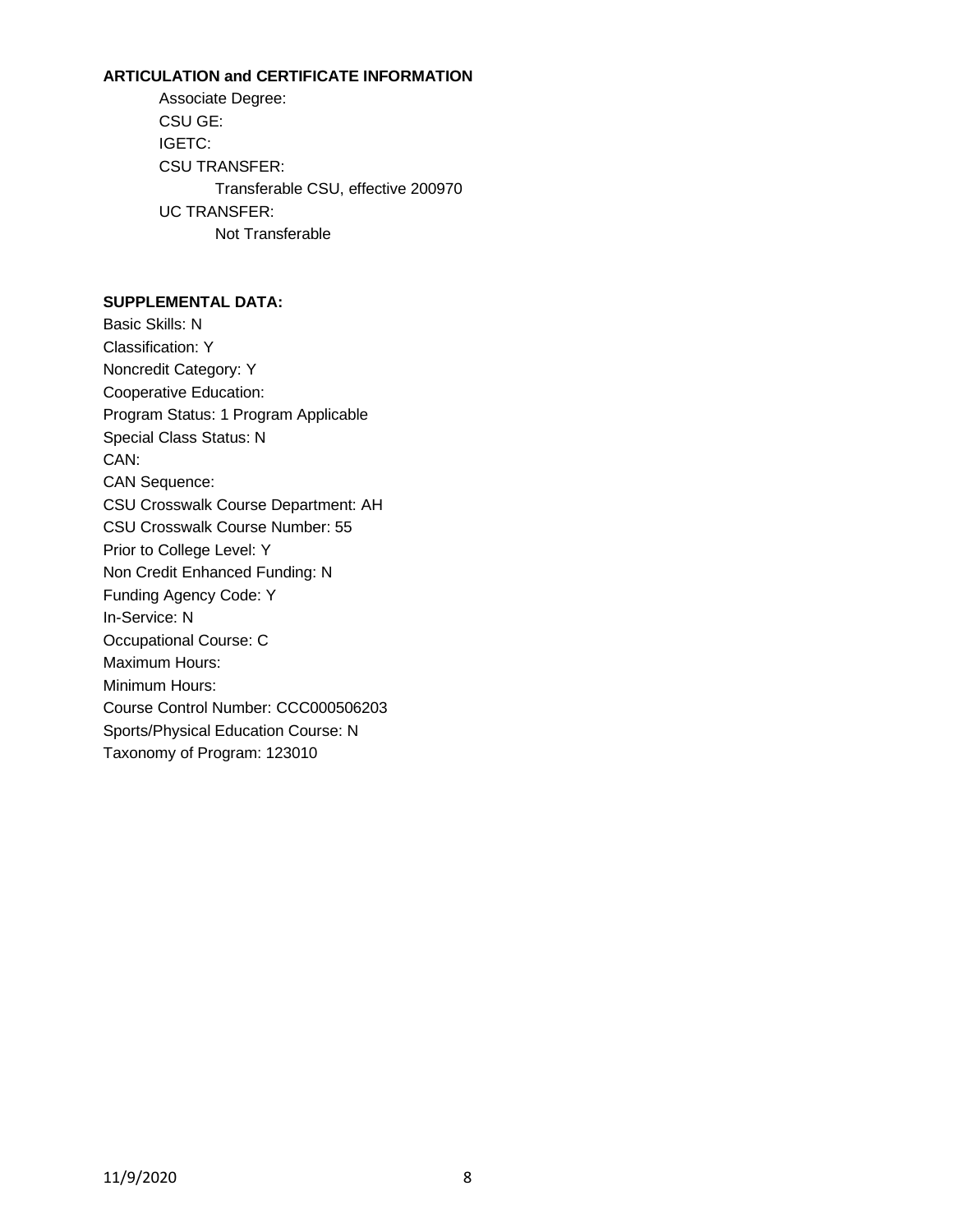**ARTICULATION and CERTIFICATE INFORMATION**

Associate Degree:

CSU GE:

IGETC:

CSU TRANSFER:

Transferable CSU, effective 200970

UC TRANSFER:

Not Transferable

**SUPPLEMENTAL DATA:**

Basic Skills: N
Classification: Y
Noncredit Category: Y
Cooperative Education:
Program Status: 1 Program Applicable
Special Class Status: N
CAN:
CAN Sequence:
CSU Crosswalk Course Department: AH
CSU Crosswalk Course Number: 55
Prior to College Level: Y
Non Credit Enhanced Funding: N
Funding Agency Code: Y
In-Service: N
Occupational Course: C
Maximum Hours:
Minimum Hours:
Course Control Number: CCC000506203
Sports/Physical Education Course: N
Taxonomy of Program: 123010